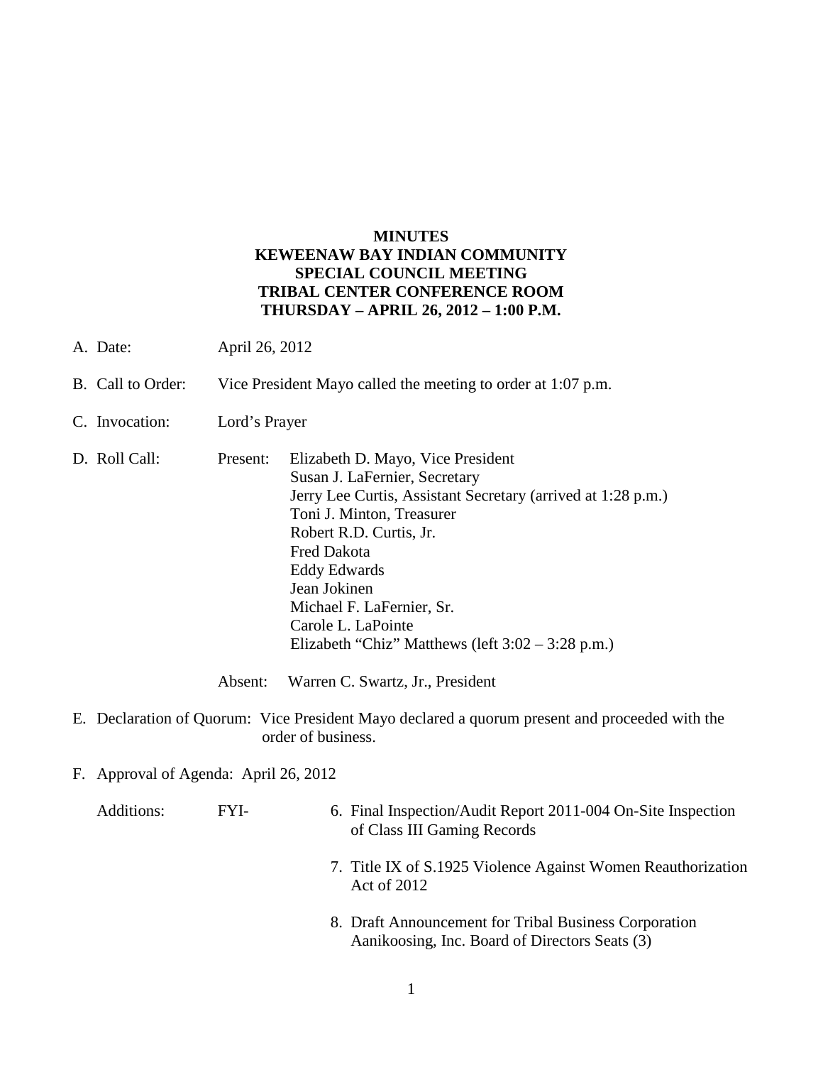**MINUTES**
**KEWEENAW BAY INDIAN COMMUNITY**
**SPECIAL COUNCIL MEETING**
**TRIBAL CENTER CONFERENCE ROOM**
**THURSDAY – APRIL 26, 2012 – 1:00 P.M.**

A. Date: April 26, 2012

B. Call to Order: Vice President Mayo called the meeting to order at 1:07 p.m.

C. Invocation: Lord's Prayer

D. Roll Call: Present:
   - Elizabeth D. Mayo, Vice President
   - Susan J. LaFernier, Secretary
   - Jerry Lee Curtis, Assistant Secretary (arrived at 1:28 p.m.)
   - Toni J. Minton, Treasurer
   - Robert R.D. Curtis, Jr.
   - Fred Dakota
   - Eddy Edwards
   - Jean Jokinen
   - Michael F. LaFernier, Sr.
   - Carole L. LaPointe
   - Elizabeth "Chiz" Matthews (left 3:02 – 3:28 p.m.)

   Absent: Warren C. Swartz, Jr., President

E. Declaration of Quorum: Vice President Mayo declared a quorum present and proceeded with the order of business.

F. Approval of Agenda: April 26, 2012

   Additions: FYI-
   6. Final Inspection/Audit Report 2011-004 On-Site Inspection of Class III Gaming Records
   7. Title IX of S.1925 Violence Against Women Reauthorization Act of 2012
   8. Draft Announcement for Tribal Business Corporation Aanikoosing, Inc. Board of Directors Seats (3)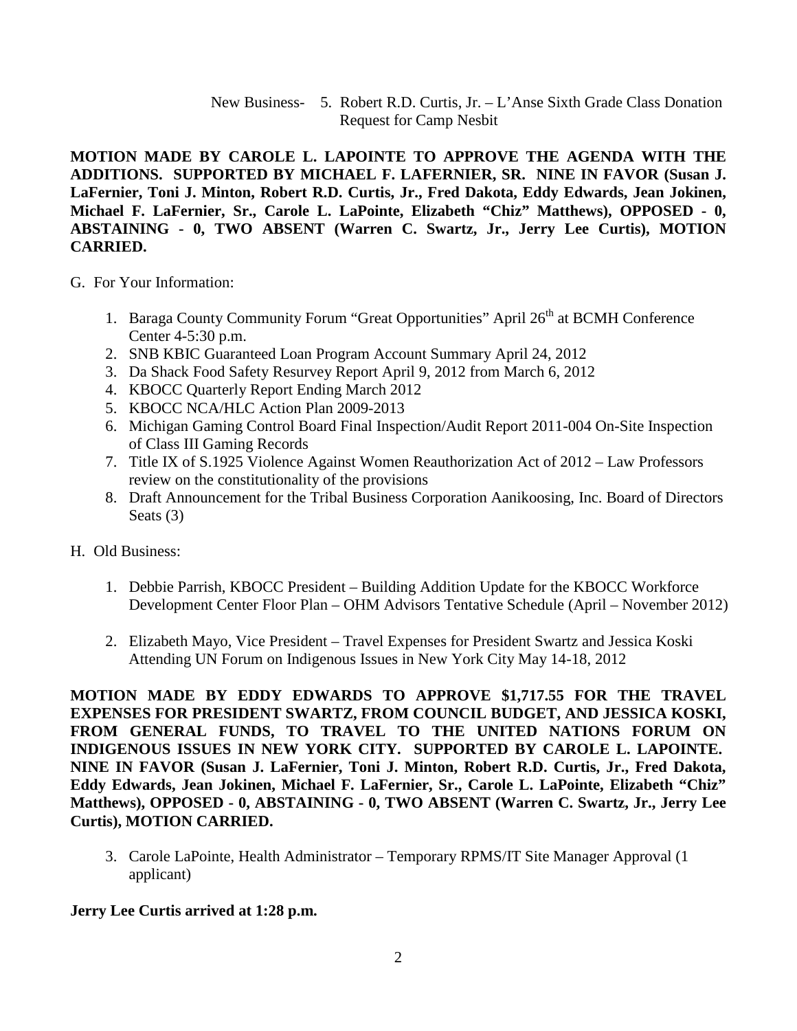New Business- 5. Robert R.D. Curtis, Jr. – L'Anse Sixth Grade Class Donation Request for Camp Nesbit

**MOTION MADE BY CAROLE L. LAPOINTE TO APPROVE THE AGENDA WITH THE ADDITIONS. SUPPORTED BY MICHAEL F. LAFERNIER, SR. NINE IN FAVOR (Susan J. LaFernier, Toni J. Minton, Robert R.D. Curtis, Jr., Fred Dakota, Eddy Edwards, Jean Jokinen, Michael F. LaFernier, Sr., Carole L. LaPointe, Elizabeth "Chiz" Matthews), OPPOSED - 0, ABSTAINING - 0, TWO ABSENT (Warren C. Swartz, Jr., Jerry Lee Curtis), MOTION CARRIED.**

G. For Your Information:

1. Baraga County Community Forum "Great Opportunities" April 26th at BCMH Conference Center 4-5:30 p.m.
2. SNB KBIC Guaranteed Loan Program Account Summary April 24, 2012
3. Da Shack Food Safety Resurvey Report April 9, 2012 from March 6, 2012
4. KBOCC Quarterly Report Ending March 2012
5. KBOCC NCA/HLC Action Plan 2009-2013
6. Michigan Gaming Control Board Final Inspection/Audit Report 2011-004 On-Site Inspection of Class III Gaming Records
7. Title IX of S.1925 Violence Against Women Reauthorization Act of 2012 – Law Professors review on the constitutionality of the provisions
8. Draft Announcement for the Tribal Business Corporation Aanikoosing, Inc. Board of Directors Seats (3)

H. Old Business:

1. Debbie Parrish, KBOCC President – Building Addition Update for the KBOCC Workforce Development Center Floor Plan – OHM Advisors Tentative Schedule (April – November 2012)

2. Elizabeth Mayo, Vice President – Travel Expenses for President Swartz and Jessica Koski Attending UN Forum on Indigenous Issues in New York City May 14-18, 2012

**MOTION MADE BY EDDY EDWARDS TO APPROVE $1,717.55 FOR THE TRAVEL EXPENSES FOR PRESIDENT SWARTZ, FROM COUNCIL BUDGET, AND JESSICA KOSKI, FROM GENERAL FUNDS, TO TRAVEL TO THE UNITED NATIONS FORUM ON INDIGENOUS ISSUES IN NEW YORK CITY. SUPPORTED BY CAROLE L. LAPOINTE. NINE IN FAVOR (Susan J. LaFernier, Toni J. Minton, Robert R.D. Curtis, Jr., Fred Dakota, Eddy Edwards, Jean Jokinen, Michael F. LaFernier, Sr., Carole L. LaPointe, Elizabeth "Chiz" Matthews), OPPOSED - 0, ABSTAINING - 0, TWO ABSENT (Warren C. Swartz, Jr., Jerry Lee Curtis), MOTION CARRIED.**

3. Carole LaPointe, Health Administrator – Temporary RPMS/IT Site Manager Approval (1 applicant)

**Jerry Lee Curtis arrived at 1:28 p.m.**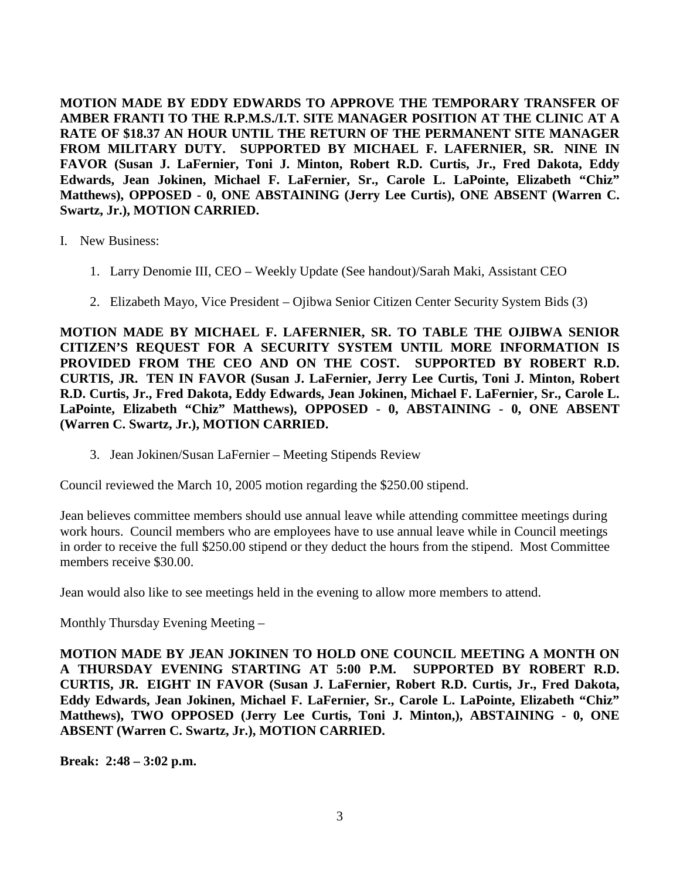**MOTION MADE BY EDDY EDWARDS TO APPROVE THE TEMPORARY TRANSFER OF AMBER FRANTI TO THE R.P.M.S./I.T. SITE MANAGER POSITION AT THE CLINIC AT A RATE OF $18.37 AN HOUR UNTIL THE RETURN OF THE PERMANENT SITE MANAGER FROM MILITARY DUTY. SUPPORTED BY MICHAEL F. LAFERNIER, SR. NINE IN FAVOR (Susan J. LaFernier, Toni J. Minton, Robert R.D. Curtis, Jr., Fred Dakota, Eddy Edwards, Jean Jokinen, Michael F. LaFernier, Sr., Carole L. LaPointe, Elizabeth "Chiz" Matthews), OPPOSED - 0, ONE ABSTAINING (Jerry Lee Curtis), ONE ABSENT (Warren C. Swartz, Jr.), MOTION CARRIED.**

I. New Business:

1. Larry Denomie III, CEO – Weekly Update (See handout)/Sarah Maki, Assistant CEO

2. Elizabeth Mayo, Vice President – Ojibwa Senior Citizen Center Security System Bids (3)

**MOTION MADE BY MICHAEL F. LAFERNIER, SR. TO TABLE THE OJIBWA SENIOR CITIZEN'S REQUEST FOR A SECURITY SYSTEM UNTIL MORE INFORMATION IS PROVIDED FROM THE CEO AND ON THE COST. SUPPORTED BY ROBERT R.D. CURTIS, JR. TEN IN FAVOR (Susan J. LaFernier, Jerry Lee Curtis, Toni J. Minton, Robert R.D. Curtis, Jr., Fred Dakota, Eddy Edwards, Jean Jokinen, Michael F. LaFernier, Sr., Carole L. LaPointe, Elizabeth "Chiz" Matthews), OPPOSED - 0, ABSTAINING - 0, ONE ABSENT (Warren C. Swartz, Jr.), MOTION CARRIED.**

3. Jean Jokinen/Susan LaFernier – Meeting Stipends Review

Council reviewed the March 10, 2005 motion regarding the $250.00 stipend.

Jean believes committee members should use annual leave while attending committee meetings during work hours. Council members who are employees have to use annual leave while in Council meetings in order to receive the full $250.00 stipend or they deduct the hours from the stipend. Most Committee members receive $30.00.

Jean would also like to see meetings held in the evening to allow more members to attend.

Monthly Thursday Evening Meeting –

**MOTION MADE BY JEAN JOKINEN TO HOLD ONE COUNCIL MEETING A MONTH ON A THURSDAY EVENING STARTING AT 5:00 P.M. SUPPORTED BY ROBERT R.D. CURTIS, JR. EIGHT IN FAVOR (Susan J. LaFernier, Robert R.D. Curtis, Jr., Fred Dakota, Eddy Edwards, Jean Jokinen, Michael F. LaFernier, Sr., Carole L. LaPointe, Elizabeth "Chiz" Matthews), TWO OPPOSED (Jerry Lee Curtis, Toni J. Minton,), ABSTAINING - 0, ONE ABSENT (Warren C. Swartz, Jr.), MOTION CARRIED.**

**Break: 2:48 – 3:02 p.m.**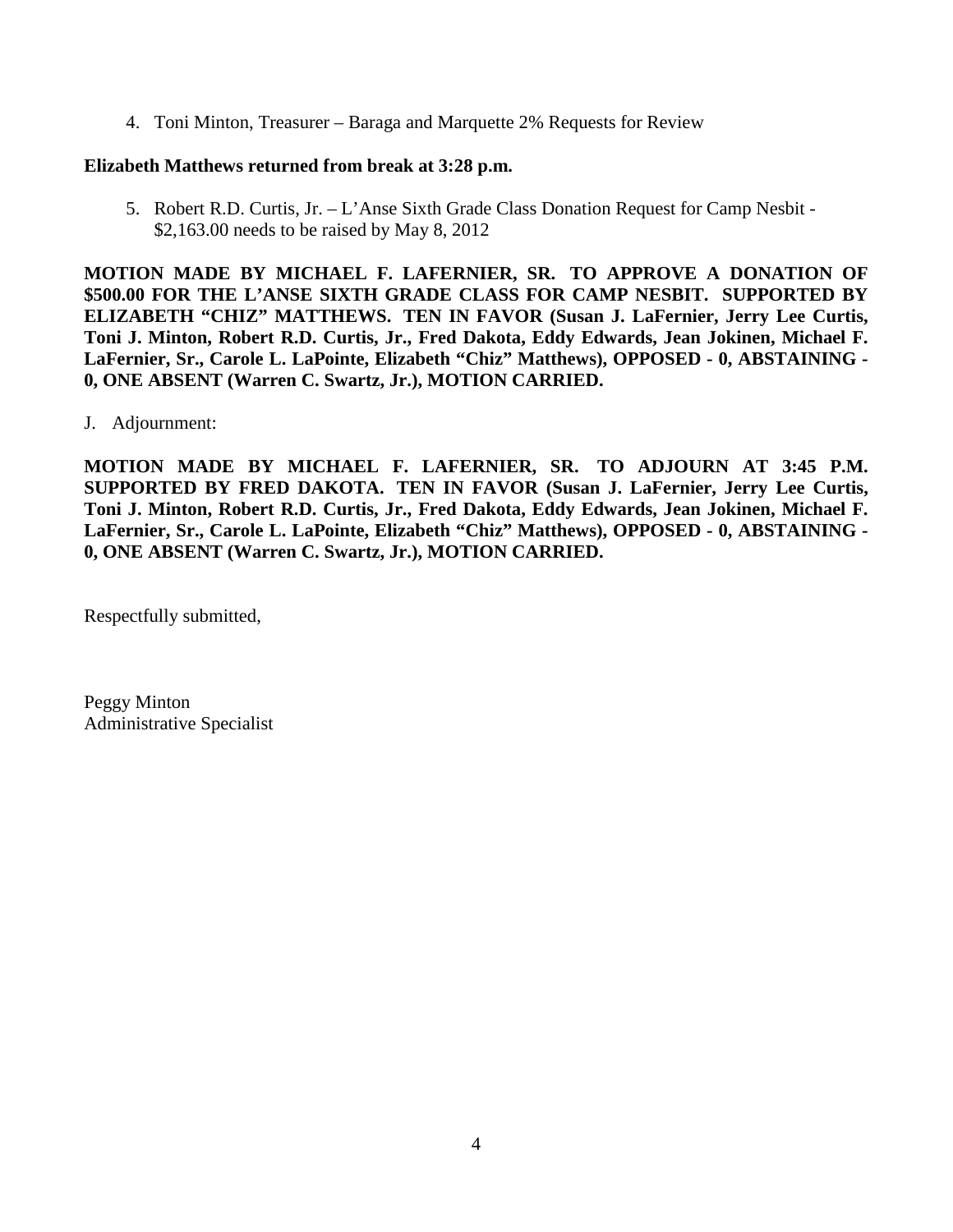4. Toni Minton, Treasurer – Baraga and Marquette 2% Requests for Review

**Elizabeth Matthews returned from break at 3:28 p.m.**

5. Robert R.D. Curtis, Jr. – L'Anse Sixth Grade Class Donation Request for Camp Nesbit - $2,163.00 needs to be raised by May 8, 2012

**MOTION MADE BY MICHAEL F. LAFERNIER, SR. TO APPROVE A DONATION OF $500.00 FOR THE L'ANSE SIXTH GRADE CLASS FOR CAMP NESBIT. SUPPORTED BY ELIZABETH "CHIZ" MATTHEWS. TEN IN FAVOR (Susan J. LaFernier, Jerry Lee Curtis, Toni J. Minton, Robert R.D. Curtis, Jr., Fred Dakota, Eddy Edwards, Jean Jokinen, Michael F. LaFernier, Sr., Carole L. LaPointe, Elizabeth "Chiz" Matthews), OPPOSED - 0, ABSTAINING - 0, ONE ABSENT (Warren C. Swartz, Jr.), MOTION CARRIED.**

J. Adjournment:

**MOTION MADE BY MICHAEL F. LAFERNIER, SR. TO ADJOURN AT 3:45 P.M. SUPPORTED BY FRED DAKOTA. TEN IN FAVOR (Susan J. LaFernier, Jerry Lee Curtis, Toni J. Minton, Robert R.D. Curtis, Jr., Fred Dakota, Eddy Edwards, Jean Jokinen, Michael F. LaFernier, Sr., Carole L. LaPointe, Elizabeth "Chiz" Matthews), OPPOSED - 0, ABSTAINING - 0, ONE ABSENT (Warren C. Swartz, Jr.), MOTION CARRIED.**

Respectfully submitted,

Peggy Minton
Administrative Specialist